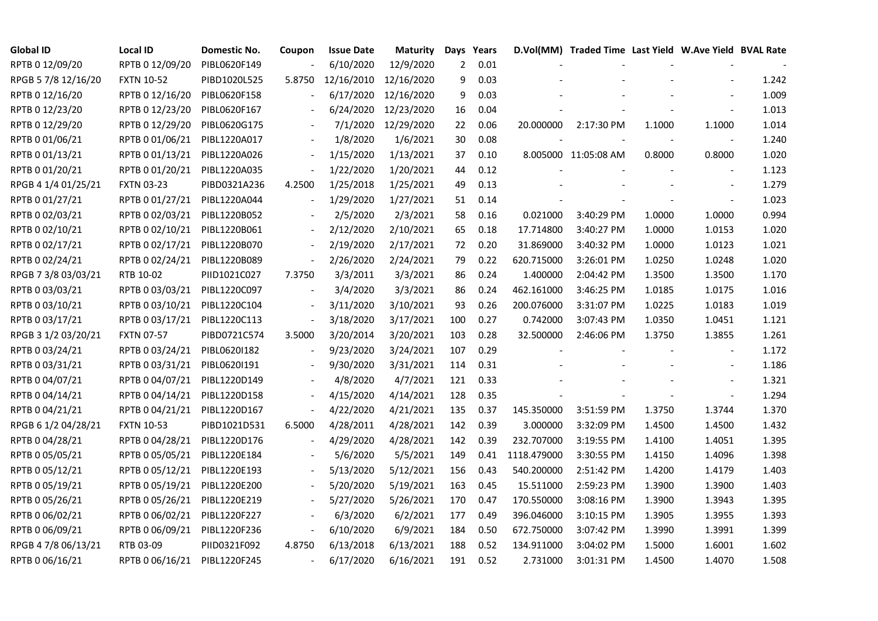| Global ID | Local ID | Domestic No. | Coupon | Issue Date | Maturity | Days | Years | D.Vol(MM) | Traded Time | Last Yield | W.Ave Yield | BVAL Rate |
|---|---|---|---|---|---|---|---|---|---|---|---|---|
| RPTB 0 12/09/20 | RPTB 0 12/09/20 | PIBL0620F149 | - | 6/10/2020 | 12/9/2020 | 2 | 0.01 | - | - | - | - | - |
| RPGB 5 7/8 12/16/20 | FXTN 10-52 | PIBD1020L525 | 5.8750 | 12/16/2010 | 12/16/2020 | 9 | 0.03 | - | - | - | - | 1.242 |
| RPTB 0 12/16/20 | RPTB 0 12/16/20 | PIBL0620F158 | - | 6/17/2020 | 12/16/2020 | 9 | 0.03 | - | - | - | - | 1.009 |
| RPTB 0 12/23/20 | RPTB 0 12/23/20 | PIBL0620F167 | - | 6/24/2020 | 12/23/2020 | 16 | 0.04 | - | - | - | - | 1.013 |
| RPTB 0 12/29/20 | RPTB 0 12/29/20 | PIBL0620G175 | - | 7/1/2020 | 12/29/2020 | 22 | 0.06 | 20.000000 | 2:17:30 PM | 1.1000 | 1.1000 | 1.014 |
| RPTB 0 01/06/21 | RPTB 0 01/06/21 | PIBL1220A017 | - | 1/8/2020 | 1/6/2021 | 30 | 0.08 | - | - | - | - | 1.240 |
| RPTB 0 01/13/21 | RPTB 0 01/13/21 | PIBL1220A026 | - | 1/15/2020 | 1/13/2021 | 37 | 0.10 | 8.005000 | 11:05:08 AM | 0.8000 | 0.8000 | 1.020 |
| RPTB 0 01/20/21 | RPTB 0 01/20/21 | PIBL1220A035 | - | 1/22/2020 | 1/20/2021 | 44 | 0.12 | - | - | - | - | 1.123 |
| RPGB 4 1/4 01/25/21 | FXTN 03-23 | PIBD0321A236 | 4.2500 | 1/25/2018 | 1/25/2021 | 49 | 0.13 | - | - | - | - | 1.279 |
| RPTB 0 01/27/21 | RPTB 0 01/27/21 | PIBL1220A044 | - | 1/29/2020 | 1/27/2021 | 51 | 0.14 | - | - | - | - | 1.023 |
| RPTB 0 02/03/21 | RPTB 0 02/03/21 | PIBL1220B052 | - | 2/5/2020 | 2/3/2021 | 58 | 0.16 | 0.021000 | 3:40:29 PM | 1.0000 | 1.0000 | 0.994 |
| RPTB 0 02/10/21 | RPTB 0 02/10/21 | PIBL1220B061 | - | 2/12/2020 | 2/10/2021 | 65 | 0.18 | 17.714800 | 3:40:27 PM | 1.0000 | 1.0153 | 1.020 |
| RPTB 0 02/17/21 | RPTB 0 02/17/21 | PIBL1220B070 | - | 2/19/2020 | 2/17/2021 | 72 | 0.20 | 31.869000 | 3:40:32 PM | 1.0000 | 1.0123 | 1.021 |
| RPTB 0 02/24/21 | RPTB 0 02/24/21 | PIBL1220B089 | - | 2/26/2020 | 2/24/2021 | 79 | 0.22 | 620.715000 | 3:26:01 PM | 1.0250 | 1.0248 | 1.020 |
| RPGB 7 3/8 03/03/21 | RTB 10-02 | PIID1021C027 | 7.3750 | 3/3/2011 | 3/3/2021 | 86 | 0.24 | 1.400000 | 2:04:42 PM | 1.3500 | 1.3500 | 1.170 |
| RPTB 0 03/03/21 | RPTB 0 03/03/21 | PIBL1220C097 | - | 3/4/2020 | 3/3/2021 | 86 | 0.24 | 462.161000 | 3:46:25 PM | 1.0185 | 1.0175 | 1.016 |
| RPTB 0 03/10/21 | RPTB 0 03/10/21 | PIBL1220C104 | - | 3/11/2020 | 3/10/2021 | 93 | 0.26 | 200.076000 | 3:31:07 PM | 1.0225 | 1.0183 | 1.019 |
| RPTB 0 03/17/21 | RPTB 0 03/17/21 | PIBL1220C113 | - | 3/18/2020 | 3/17/2021 | 100 | 0.27 | 0.742000 | 3:07:43 PM | 1.0350 | 1.0451 | 1.121 |
| RPGB 3 1/2 03/20/21 | FXTN 07-57 | PIBD0721C574 | 3.5000 | 3/20/2014 | 3/20/2021 | 103 | 0.28 | 32.500000 | 2:46:06 PM | 1.3750 | 1.3855 | 1.261 |
| RPTB 0 03/24/21 | RPTB 0 03/24/21 | PIBL0620I182 | - | 9/23/2020 | 3/24/2021 | 107 | 0.29 | - | - | - | - | 1.172 |
| RPTB 0 03/31/21 | RPTB 0 03/31/21 | PIBL0620I191 | - | 9/30/2020 | 3/31/2021 | 114 | 0.31 | - | - | - | - | 1.186 |
| RPTB 0 04/07/21 | RPTB 0 04/07/21 | PIBL1220D149 | - | 4/8/2020 | 4/7/2021 | 121 | 0.33 | - | - | - | - | 1.321 |
| RPTB 0 04/14/21 | RPTB 0 04/14/21 | PIBL1220D158 | - | 4/15/2020 | 4/14/2021 | 128 | 0.35 | - | - | - | - | 1.294 |
| RPTB 0 04/21/21 | RPTB 0 04/21/21 | PIBL1220D167 | - | 4/22/2020 | 4/21/2021 | 135 | 0.37 | 145.350000 | 3:51:59 PM | 1.3750 | 1.3744 | 1.370 |
| RPGB 6 1/2 04/28/21 | FXTN 10-53 | PIBD1021D531 | 6.5000 | 4/28/2011 | 4/28/2021 | 142 | 0.39 | 3.000000 | 3:32:09 PM | 1.4500 | 1.4500 | 1.432 |
| RPTB 0 04/28/21 | RPTB 0 04/28/21 | PIBL1220D176 | - | 4/29/2020 | 4/28/2021 | 142 | 0.39 | 232.707000 | 3:19:55 PM | 1.4100 | 1.4051 | 1.395 |
| RPTB 0 05/05/21 | RPTB 0 05/05/21 | PIBL1220E184 | - | 5/6/2020 | 5/5/2021 | 149 | 0.41 | 1118.479000 | 3:30:55 PM | 1.4150 | 1.4096 | 1.398 |
| RPTB 0 05/12/21 | RPTB 0 05/12/21 | PIBL1220E193 | - | 5/13/2020 | 5/12/2021 | 156 | 0.43 | 540.200000 | 2:51:42 PM | 1.4200 | 1.4179 | 1.403 |
| RPTB 0 05/19/21 | RPTB 0 05/19/21 | PIBL1220E200 | - | 5/20/2020 | 5/19/2021 | 163 | 0.45 | 15.511000 | 2:59:23 PM | 1.3900 | 1.3900 | 1.403 |
| RPTB 0 05/26/21 | RPTB 0 05/26/21 | PIBL1220E219 | - | 5/27/2020 | 5/26/2021 | 170 | 0.47 | 170.550000 | 3:08:16 PM | 1.3900 | 1.3943 | 1.395 |
| RPTB 0 06/02/21 | RPTB 0 06/02/21 | PIBL1220F227 | - | 6/3/2020 | 6/2/2021 | 177 | 0.49 | 396.046000 | 3:10:15 PM | 1.3905 | 1.3955 | 1.393 |
| RPTB 0 06/09/21 | RPTB 0 06/09/21 | PIBL1220F236 | - | 6/10/2020 | 6/9/2021 | 184 | 0.50 | 672.750000 | 3:07:42 PM | 1.3990 | 1.3991 | 1.399 |
| RPGB 4 7/8 06/13/21 | RTB 03-09 | PIID0321F092 | 4.8750 | 6/13/2018 | 6/13/2021 | 188 | 0.52 | 134.911000 | 3:04:02 PM | 1.5000 | 1.6001 | 1.602 |
| RPTB 0 06/16/21 | RPTB 0 06/16/21 | PIBL1220F245 | - | 6/17/2020 | 6/16/2021 | 191 | 0.52 | 2.731000 | 3:01:31 PM | 1.4500 | 1.4070 | 1.508 |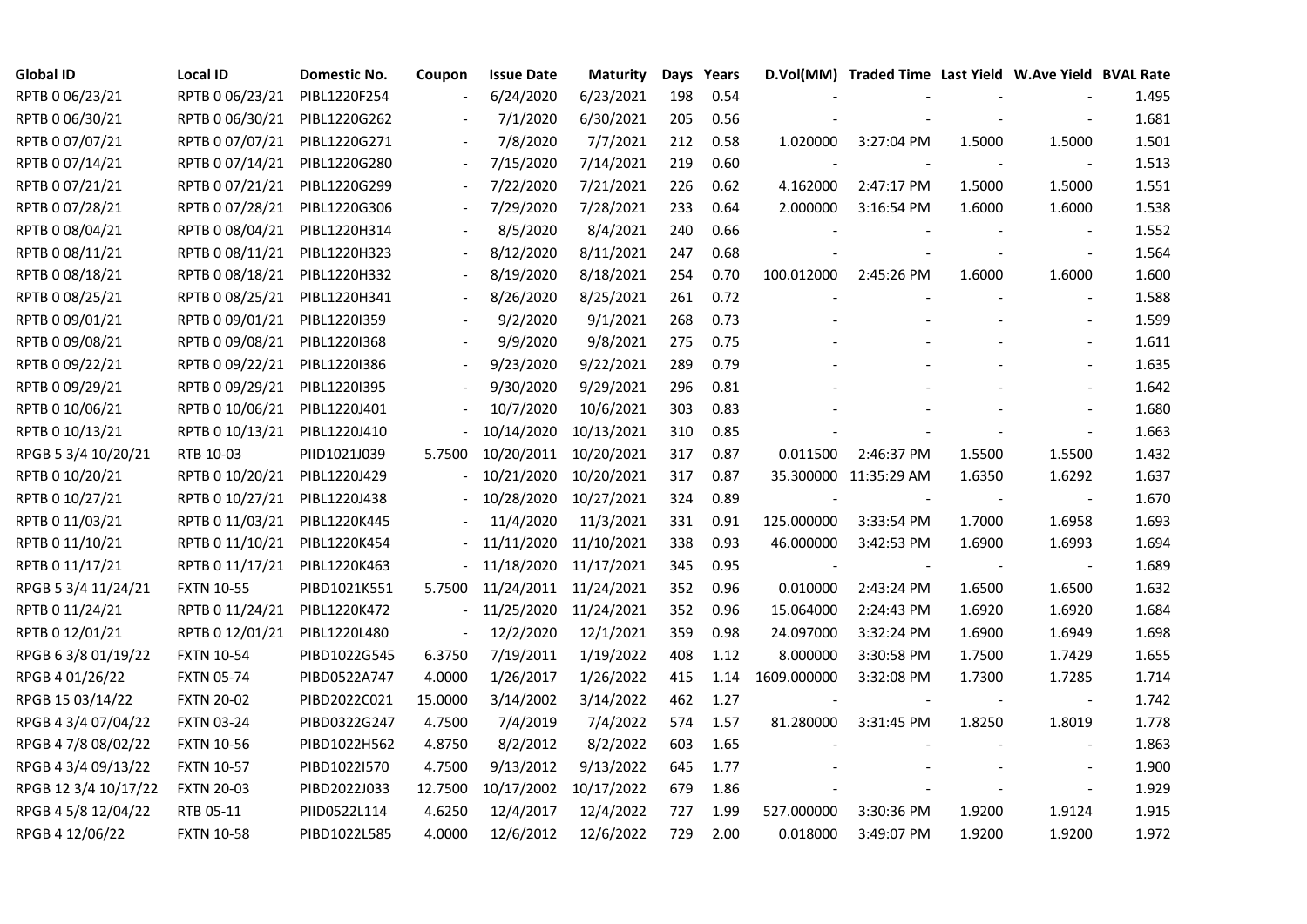| Global ID | Local ID | Domestic No. | Coupon | Issue Date | Maturity | Days | Years | D.Vol(MM) | Traded Time | Last Yield | W.Ave Yield | BVAL Rate |
|---|---|---|---|---|---|---|---|---|---|---|---|---|
| RPTB 0 06/23/21 | RPTB 0 06/23/21 | PIBL1220F254 | - | 6/24/2020 | 6/23/2021 | 198 | 0.54 | - | - | - | - | 1.495 |
| RPTB 0 06/30/21 | RPTB 0 06/30/21 | PIBL1220G262 | - | 7/1/2020 | 6/30/2021 | 205 | 0.56 | - | - | - | - | 1.681 |
| RPTB 0 07/07/21 | RPTB 0 07/07/21 | PIBL1220G271 | - | 7/8/2020 | 7/7/2021 | 212 | 0.58 | 1.020000 | 3:27:04 PM | 1.5000 | 1.5000 | 1.501 |
| RPTB 0 07/14/21 | RPTB 0 07/14/21 | PIBL1220G280 | - | 7/15/2020 | 7/14/2021 | 219 | 0.60 | - | - | - | - | 1.513 |
| RPTB 0 07/21/21 | RPTB 0 07/21/21 | PIBL1220G299 | - | 7/22/2020 | 7/21/2021 | 226 | 0.62 | 4.162000 | 2:47:17 PM | 1.5000 | 1.5000 | 1.551 |
| RPTB 0 07/28/21 | RPTB 0 07/28/21 | PIBL1220G306 | - | 7/29/2020 | 7/28/2021 | 233 | 0.64 | 2.000000 | 3:16:54 PM | 1.6000 | 1.6000 | 1.538 |
| RPTB 0 08/04/21 | RPTB 0 08/04/21 | PIBL1220H314 | - | 8/5/2020 | 8/4/2021 | 240 | 0.66 | - | - | - | - | 1.552 |
| RPTB 0 08/11/21 | RPTB 0 08/11/21 | PIBL1220H323 | - | 8/12/2020 | 8/11/2021 | 247 | 0.68 | - | - | - | - | 1.564 |
| RPTB 0 08/18/21 | RPTB 0 08/18/21 | PIBL1220H332 | - | 8/19/2020 | 8/18/2021 | 254 | 0.70 | 100.012000 | 2:45:26 PM | 1.6000 | 1.6000 | 1.600 |
| RPTB 0 08/25/21 | RPTB 0 08/25/21 | PIBL1220H341 | - | 8/26/2020 | 8/25/2021 | 261 | 0.72 | - | - | - | - | 1.588 |
| RPTB 0 09/01/21 | RPTB 0 09/01/21 | PIBL1220I359 | - | 9/2/2020 | 9/1/2021 | 268 | 0.73 | - | - | - | - | 1.599 |
| RPTB 0 09/08/21 | RPTB 0 09/08/21 | PIBL1220I368 | - | 9/9/2020 | 9/8/2021 | 275 | 0.75 | - | - | - | - | 1.611 |
| RPTB 0 09/22/21 | RPTB 0 09/22/21 | PIBL1220I386 | - | 9/23/2020 | 9/22/2021 | 289 | 0.79 | - | - | - | - | 1.635 |
| RPTB 0 09/29/21 | RPTB 0 09/29/21 | PIBL1220I395 | - | 9/30/2020 | 9/29/2021 | 296 | 0.81 | - | - | - | - | 1.642 |
| RPTB 0 10/06/21 | RPTB 0 10/06/21 | PIBL1220J401 | - | 10/7/2020 | 10/6/2021 | 303 | 0.83 | - | - | - | - | 1.680 |
| RPTB 0 10/13/21 | RPTB 0 10/13/21 | PIBL1220J410 | - | 10/14/2020 | 10/13/2021 | 310 | 0.85 | - | - | - | - | 1.663 |
| RPGB 5 3/4 10/20/21 | RTB 10-03 | PIID1021J039 | 5.7500 | 10/20/2011 | 10/20/2021 | 317 | 0.87 | 0.011500 | 2:46:37 PM | 1.5500 | 1.5500 | 1.432 |
| RPTB 0 10/20/21 | RPTB 0 10/20/21 | PIBL1220J429 | - | 10/21/2020 | 10/20/2021 | 317 | 0.87 | 35.300000 | 11:35:29 AM | 1.6350 | 1.6292 | 1.637 |
| RPTB 0 10/27/21 | RPTB 0 10/27/21 | PIBL1220J438 | - | 10/28/2020 | 10/27/2021 | 324 | 0.89 | - | - | - | - | 1.670 |
| RPTB 0 11/03/21 | RPTB 0 11/03/21 | PIBL1220K445 | - | 11/4/2020 | 11/3/2021 | 331 | 0.91 | 125.000000 | 3:33:54 PM | 1.7000 | 1.6958 | 1.693 |
| RPTB 0 11/10/21 | RPTB 0 11/10/21 | PIBL1220K454 | - | 11/11/2020 | 11/10/2021 | 338 | 0.93 | 46.000000 | 3:42:53 PM | 1.6900 | 1.6993 | 1.694 |
| RPTB 0 11/17/21 | RPTB 0 11/17/21 | PIBL1220K463 | - | 11/18/2020 | 11/17/2021 | 345 | 0.95 | - | - | - | - | 1.689 |
| RPGB 5 3/4 11/24/21 | FXTN 10-55 | PIBD1021K551 | 5.7500 | 11/24/2011 | 11/24/2021 | 352 | 0.96 | 0.010000 | 2:43:24 PM | 1.6500 | 1.6500 | 1.632 |
| RPTB 0 11/24/21 | RPTB 0 11/24/21 | PIBL1220K472 | - | 11/25/2020 | 11/24/2021 | 352 | 0.96 | 15.064000 | 2:24:43 PM | 1.6920 | 1.6920 | 1.684 |
| RPTB 0 12/01/21 | RPTB 0 12/01/21 | PIBL1220L480 | - | 12/2/2020 | 12/1/2021 | 359 | 0.98 | 24.097000 | 3:32:24 PM | 1.6900 | 1.6949 | 1.698 |
| RPGB 6 3/8 01/19/22 | FXTN 10-54 | PIBD1022G545 | 6.3750 | 7/19/2011 | 1/19/2022 | 408 | 1.12 | 8.000000 | 3:30:58 PM | 1.7500 | 1.7429 | 1.655 |
| RPGB 4 01/26/22 | FXTN 05-74 | PIBD0522A747 | 4.0000 | 1/26/2017 | 1/26/2022 | 415 | 1.14 | 1609.000000 | 3:32:08 PM | 1.7300 | 1.7285 | 1.714 |
| RPGB 15 03/14/22 | FXTN 20-02 | PIBD2022C021 | 15.0000 | 3/14/2002 | 3/14/2022 | 462 | 1.27 | - | - | - | - | 1.742 |
| RPGB 4 3/4 07/04/22 | FXTN 03-24 | PIBD0322G247 | 4.7500 | 7/4/2019 | 7/4/2022 | 574 | 1.57 | 81.280000 | 3:31:45 PM | 1.8250 | 1.8019 | 1.778 |
| RPGB 4 7/8 08/02/22 | FXTN 10-56 | PIBD1022H562 | 4.8750 | 8/2/2012 | 8/2/2022 | 603 | 1.65 | - | - | - | - | 1.863 |
| RPGB 4 3/4 09/13/22 | FXTN 10-57 | PIBD1022I570 | 4.7500 | 9/13/2012 | 9/13/2022 | 645 | 1.77 | - | - | - | - | 1.900 |
| RPGB 12 3/4 10/17/22 | FXTN 20-03 | PIBD2022J033 | 12.7500 | 10/17/2002 | 10/17/2022 | 679 | 1.86 | - | - | - | - | 1.929 |
| RPGB 4 5/8 12/04/22 | RTB 05-11 | PIID0522L114 | 4.6250 | 12/4/2017 | 12/4/2022 | 727 | 1.99 | 527.000000 | 3:30:36 PM | 1.9200 | 1.9124 | 1.915 |
| RPGB 4 12/06/22 | FXTN 10-58 | PIBD1022L585 | 4.0000 | 12/6/2012 | 12/6/2022 | 729 | 2.00 | 0.018000 | 3:49:07 PM | 1.9200 | 1.9200 | 1.972 |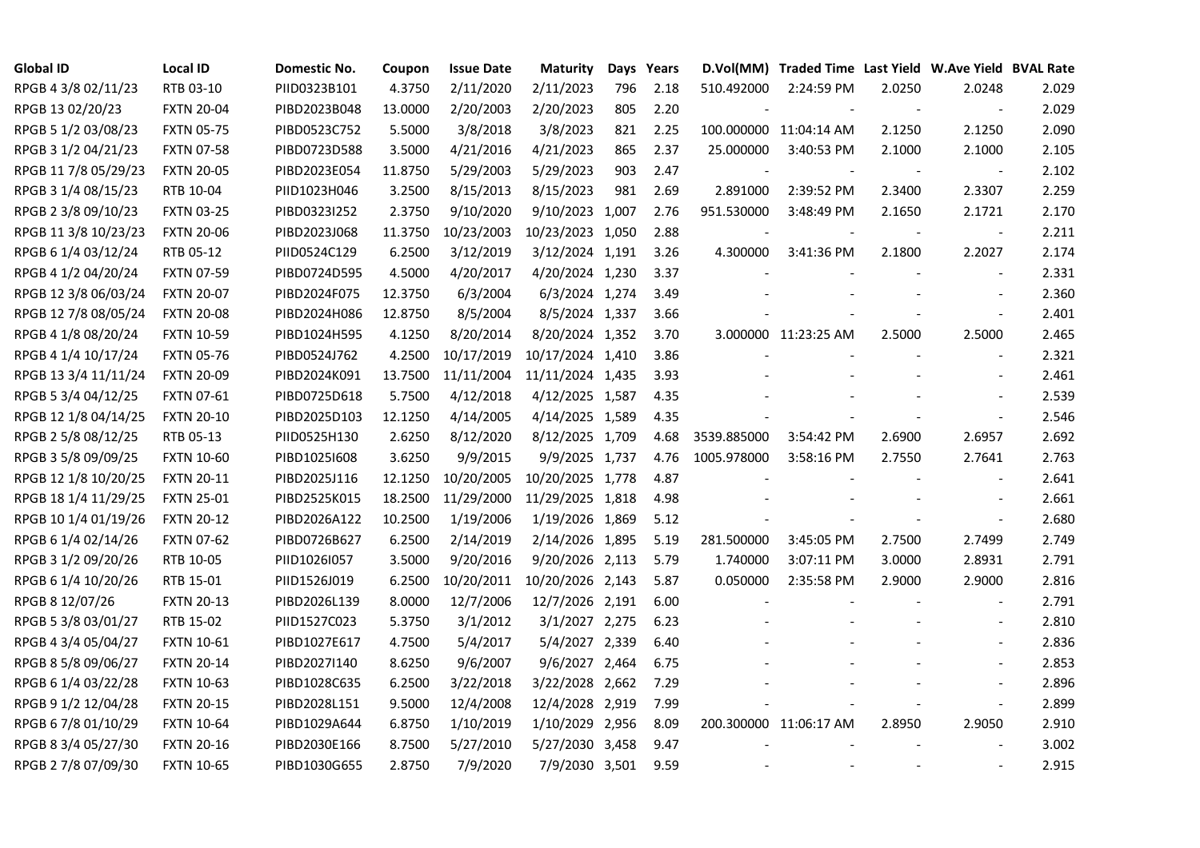| Global ID | Local ID | Domestic No. | Coupon | Issue Date | Maturity | Days | Years | D.Vol(MM) | Traded Time | Last Yield | W.Ave Yield | BVAL Rate |
|---|---|---|---|---|---|---|---|---|---|---|---|---|
| RPGB 4 3/8 02/11/23 | RTB 03-10 | PIID0323B101 | 4.3750 | 2/11/2020 | 2/11/2023 | 796 | 2.18 | 510.492000 | 2:24:59 PM | 2.0250 | 2.0248 | 2.029 |
| RPGB 13 02/20/23 | FXTN 20-04 | PIBD2023B048 | 13.0000 | 2/20/2003 | 2/20/2023 | 805 | 2.20 | - | - | - | - | 2.029 |
| RPGB 5 1/2 03/08/23 | FXTN 05-75 | PIBD0523C752 | 5.5000 | 3/8/2018 | 3/8/2023 | 821 | 2.25 | 100.000000 | 11:04:14 AM | 2.1250 | 2.1250 | 2.090 |
| RPGB 3 1/2 04/21/23 | FXTN 07-58 | PIBD0723D588 | 3.5000 | 4/21/2016 | 4/21/2023 | 865 | 2.37 | 25.000000 | 3:40:53 PM | 2.1000 | 2.1000 | 2.105 |
| RPGB 11 7/8 05/29/23 | FXTN 20-05 | PIBD2023E054 | 11.8750 | 5/29/2003 | 5/29/2023 | 903 | 2.47 | - | - | - | - | 2.102 |
| RPGB 3 1/4 08/15/23 | RTB 10-04 | PIID1023H046 | 3.2500 | 8/15/2013 | 8/15/2023 | 981 | 2.69 | 2.891000 | 2:39:52 PM | 2.3400 | 2.3307 | 2.259 |
| RPGB 2 3/8 09/10/23 | FXTN 03-25 | PIBD0323I252 | 2.3750 | 9/10/2020 | 9/10/2023 | 1,007 | 2.76 | 951.530000 | 3:48:49 PM | 2.1650 | 2.1721 | 2.170 |
| RPGB 11 3/8 10/23/23 | FXTN 20-06 | PIBD2023J068 | 11.3750 | 10/23/2003 | 10/23/2023 | 1,050 | 2.88 | - | - | - | - | 2.211 |
| RPGB 6 1/4 03/12/24 | RTB 05-12 | PIID0524C129 | 6.2500 | 3/12/2019 | 3/12/2024 | 1,191 | 3.26 | 4.300000 | 3:41:36 PM | 2.1800 | 2.2027 | 2.174 |
| RPGB 4 1/2 04/20/24 | FXTN 07-59 | PIBD0724D595 | 4.5000 | 4/20/2017 | 4/20/2024 | 1,230 | 3.37 | - | - | - | - | 2.331 |
| RPGB 12 3/8 06/03/24 | FXTN 20-07 | PIBD2024F075 | 12.3750 | 6/3/2004 | 6/3/2024 | 1,274 | 3.49 | - | - | - | - | 2.360 |
| RPGB 12 7/8 08/05/24 | FXTN 20-08 | PIBD2024H086 | 12.8750 | 8/5/2004 | 8/5/2024 | 1,337 | 3.66 | - | - | - | - | 2.401 |
| RPGB 4 1/8 08/20/24 | FXTN 10-59 | PIBD1024H595 | 4.1250 | 8/20/2014 | 8/20/2024 | 1,352 | 3.70 | 3.000000 | 11:23:25 AM | 2.5000 | 2.5000 | 2.465 |
| RPGB 4 1/4 10/17/24 | FXTN 05-76 | PIBD0524J762 | 4.2500 | 10/17/2019 | 10/17/2024 | 1,410 | 3.86 | - | - | - | - | 2.321 |
| RPGB 13 3/4 11/11/24 | FXTN 20-09 | PIBD2024K091 | 13.7500 | 11/11/2004 | 11/11/2024 | 1,435 | 3.93 | - | - | - | - | 2.461 |
| RPGB 5 3/4 04/12/25 | FXTN 07-61 | PIBD0725D618 | 5.7500 | 4/12/2018 | 4/12/2025 | 1,587 | 4.35 | - | - | - | - | 2.539 |
| RPGB 12 1/8 04/14/25 | FXTN 20-10 | PIBD2025D103 | 12.1250 | 4/14/2005 | 4/14/2025 | 1,589 | 4.35 | - | - | - | - | 2.546 |
| RPGB 2 5/8 08/12/25 | RTB 05-13 | PIID0525H130 | 2.6250 | 8/12/2020 | 8/12/2025 | 1,709 | 4.68 | 3539.885000 | 3:54:42 PM | 2.6900 | 2.6957 | 2.692 |
| RPGB 3 5/8 09/09/25 | FXTN 10-60 | PIBD1025I608 | 3.6250 | 9/9/2015 | 9/9/2025 | 1,737 | 4.76 | 1005.978000 | 3:58:16 PM | 2.7550 | 2.7641 | 2.763 |
| RPGB 12 1/8 10/20/25 | FXTN 20-11 | PIBD2025J116 | 12.1250 | 10/20/2005 | 10/20/2025 | 1,778 | 4.87 | - | - | - | - | 2.641 |
| RPGB 18 1/4 11/29/25 | FXTN 25-01 | PIBD2525K015 | 18.2500 | 11/29/2000 | 11/29/2025 | 1,818 | 4.98 | - | - | - | - | 2.661 |
| RPGB 10 1/4 01/19/26 | FXTN 20-12 | PIBD2026A122 | 10.2500 | 1/19/2006 | 1/19/2026 | 1,869 | 5.12 | - | - | - | - | 2.680 |
| RPGB 6 1/4 02/14/26 | FXTN 07-62 | PIBD0726B627 | 6.2500 | 2/14/2019 | 2/14/2026 | 1,895 | 5.19 | 281.500000 | 3:45:05 PM | 2.7500 | 2.7499 | 2.749 |
| RPGB 3 1/2 09/20/26 | RTB 10-05 | PIID1026I057 | 3.5000 | 9/20/2016 | 9/20/2026 | 2,113 | 5.79 | 1.740000 | 3:07:11 PM | 3.0000 | 2.8931 | 2.791 |
| RPGB 6 1/4 10/20/26 | RTB 15-01 | PIID1526J019 | 6.2500 | 10/20/2011 | 10/20/2026 | 2,143 | 5.87 | 0.050000 | 2:35:58 PM | 2.9000 | 2.9000 | 2.816 |
| RPGB 8 12/07/26 | FXTN 20-13 | PIBD2026L139 | 8.0000 | 12/7/2006 | 12/7/2026 | 2,191 | 6.00 | - | - | - | - | 2.791 |
| RPGB 5 3/8 03/01/27 | RTB 15-02 | PIID1527C023 | 5.3750 | 3/1/2012 | 3/1/2027 | 2,275 | 6.23 | - | - | - | - | 2.810 |
| RPGB 4 3/4 05/04/27 | FXTN 10-61 | PIBD1027E617 | 4.7500 | 5/4/2017 | 5/4/2027 | 2,339 | 6.40 | - | - | - | - | 2.836 |
| RPGB 8 5/8 09/06/27 | FXTN 20-14 | PIBD2027I140 | 8.6250 | 9/6/2007 | 9/6/2027 | 2,464 | 6.75 | - | - | - | - | 2.853 |
| RPGB 6 1/4 03/22/28 | FXTN 10-63 | PIBD1028C635 | 6.2500 | 3/22/2018 | 3/22/2028 | 2,662 | 7.29 | - | - | - | - | 2.896 |
| RPGB 9 1/2 12/04/28 | FXTN 20-15 | PIBD2028L151 | 9.5000 | 12/4/2008 | 12/4/2028 | 2,919 | 7.99 | - | - | - | - | 2.899 |
| RPGB 6 7/8 01/10/29 | FXTN 10-64 | PIBD1029A644 | 6.8750 | 1/10/2019 | 1/10/2029 | 2,956 | 8.09 | 200.300000 | 11:06:17 AM | 2.8950 | 2.9050 | 2.910 |
| RPGB 8 3/4 05/27/30 | FXTN 20-16 | PIBD2030E166 | 8.7500 | 5/27/2010 | 5/27/2030 | 3,458 | 9.47 | - | - | - | - | 3.002 |
| RPGB 2 7/8 07/09/30 | FXTN 10-65 | PIBD1030G655 | 2.8750 | 7/9/2020 | 7/9/2030 | 3,501 | 9.59 | - | - | - | - | 2.915 |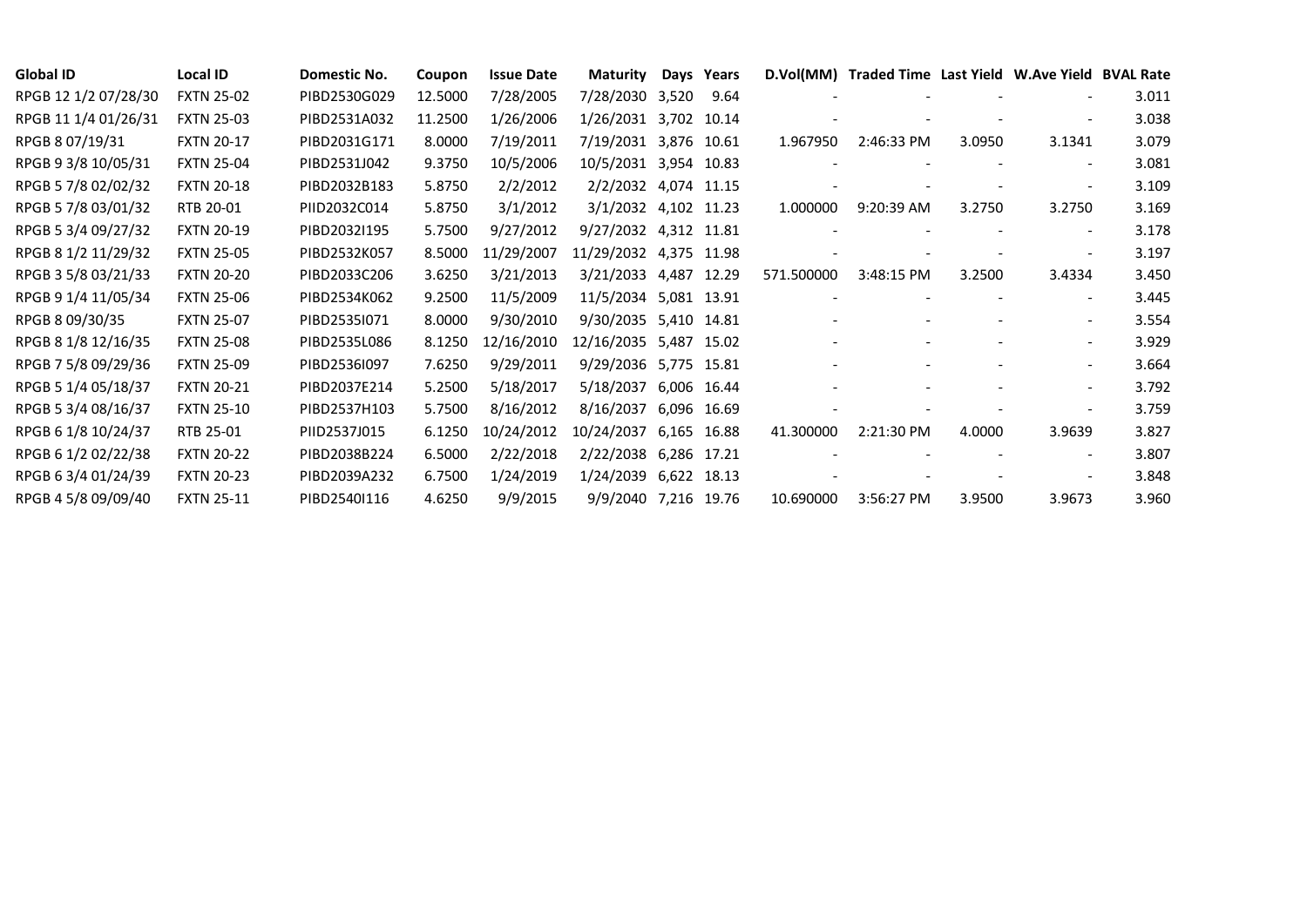| Global ID | Local ID | Domestic No. | Coupon | Issue Date | Maturity | Days | Years | D.Vol(MM) | Traded Time | Last Yield | W.Ave Yield | BVAL Rate |
|---|---|---|---|---|---|---|---|---|---|---|---|---|
| RPGB 12 1/2 07/28/30 | FXTN 25-02 | PIBD2530G029 | 12.5000 | 7/28/2005 | 7/28/2030 | 3,520 | 9.64 | - | - | - | - | 3.011 |
| RPGB 11 1/4 01/26/31 | FXTN 25-03 | PIBD2531A032 | 11.2500 | 1/26/2006 | 1/26/2031 | 3,702 | 10.14 | - | - | - | - | 3.038 |
| RPGB 8 07/19/31 | FXTN 20-17 | PIBD2031G171 | 8.0000 | 7/19/2011 | 7/19/2031 | 3,876 | 10.61 | 1.967950 | 2:46:33 PM | 3.0950 | 3.1341 | 3.079 |
| RPGB 9 3/8 10/05/31 | FXTN 25-04 | PIBD2531J042 | 9.3750 | 10/5/2006 | 10/5/2031 | 3,954 | 10.83 | - | - | - | - | 3.081 |
| RPGB 5 7/8 02/02/32 | FXTN 20-18 | PIBD2032B183 | 5.8750 | 2/2/2012 | 2/2/2032 | 4,074 | 11.15 | - | - | - | - | 3.109 |
| RPGB 5 7/8 03/01/32 | RTB 20-01 | PIID2032C014 | 5.8750 | 3/1/2012 | 3/1/2032 | 4,102 | 11.23 | 1.000000 | 9:20:39 AM | 3.2750 | 3.2750 | 3.169 |
| RPGB 5 3/4 09/27/32 | FXTN 20-19 | PIBD2032I195 | 5.7500 | 9/27/2012 | 9/27/2032 | 4,312 | 11.81 | - | - | - | - | 3.178 |
| RPGB 8 1/2 11/29/32 | FXTN 25-05 | PIBD2532K057 | 8.5000 | 11/29/2007 | 11/29/2032 | 4,375 | 11.98 | - | - | - | - | 3.197 |
| RPGB 3 5/8 03/21/33 | FXTN 20-20 | PIBD2033C206 | 3.6250 | 3/21/2013 | 3/21/2033 | 4,487 | 12.29 | 571.500000 | 3:48:15 PM | 3.2500 | 3.4334 | 3.450 |
| RPGB 9 1/4 11/05/34 | FXTN 25-06 | PIBD2534K062 | 9.2500 | 11/5/2009 | 11/5/2034 | 5,081 | 13.91 | - | - | - | - | 3.445 |
| RPGB 8 09/30/35 | FXTN 25-07 | PIBD2535I071 | 8.0000 | 9/30/2010 | 9/30/2035 | 5,410 | 14.81 | - | - | - | - | 3.554 |
| RPGB 8 1/8 12/16/35 | FXTN 25-08 | PIBD2535L086 | 8.1250 | 12/16/2010 | 12/16/2035 | 5,487 | 15.02 | - | - | - | - | 3.929 |
| RPGB 7 5/8 09/29/36 | FXTN 25-09 | PIBD2536I097 | 7.6250 | 9/29/2011 | 9/29/2036 | 5,775 | 15.81 | - | - | - | - | 3.664 |
| RPGB 5 1/4 05/18/37 | FXTN 20-21 | PIBD2037E214 | 5.2500 | 5/18/2017 | 5/18/2037 | 6,006 | 16.44 | - | - | - | - | 3.792 |
| RPGB 5 3/4 08/16/37 | FXTN 25-10 | PIBD2537H103 | 5.7500 | 8/16/2012 | 8/16/2037 | 6,096 | 16.69 | - | - | - | - | 3.759 |
| RPGB 6 1/8 10/24/37 | RTB 25-01 | PIID2537J015 | 6.1250 | 10/24/2012 | 10/24/2037 | 6,165 | 16.88 | 41.300000 | 2:21:30 PM | 4.0000 | 3.9639 | 3.827 |
| RPGB 6 1/2 02/22/38 | FXTN 20-22 | PIBD2038B224 | 6.5000 | 2/22/2018 | 2/22/2038 | 6,286 | 17.21 | - | - | - | - | 3.807 |
| RPGB 6 3/4 01/24/39 | FXTN 20-23 | PIBD2039A232 | 6.7500 | 1/24/2019 | 1/24/2039 | 6,622 | 18.13 | - | - | - | - | 3.848 |
| RPGB 4 5/8 09/09/40 | FXTN 25-11 | PIBD2540I116 | 4.6250 | 9/9/2015 | 9/9/2040 | 7,216 | 19.76 | 10.690000 | 3:56:27 PM | 3.9500 | 3.9673 | 3.960 |